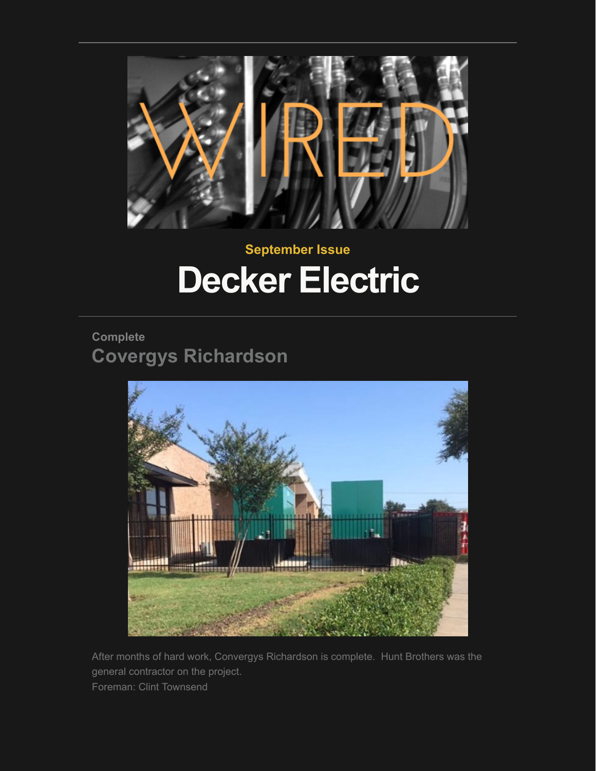September Issue

# Decker Electric

Complete

## Covergys Richardson

After months of hard work, Convergys Richardson is complete.  Hunt Brothers was the general contractor on the project.
Foreman: Clint Townsend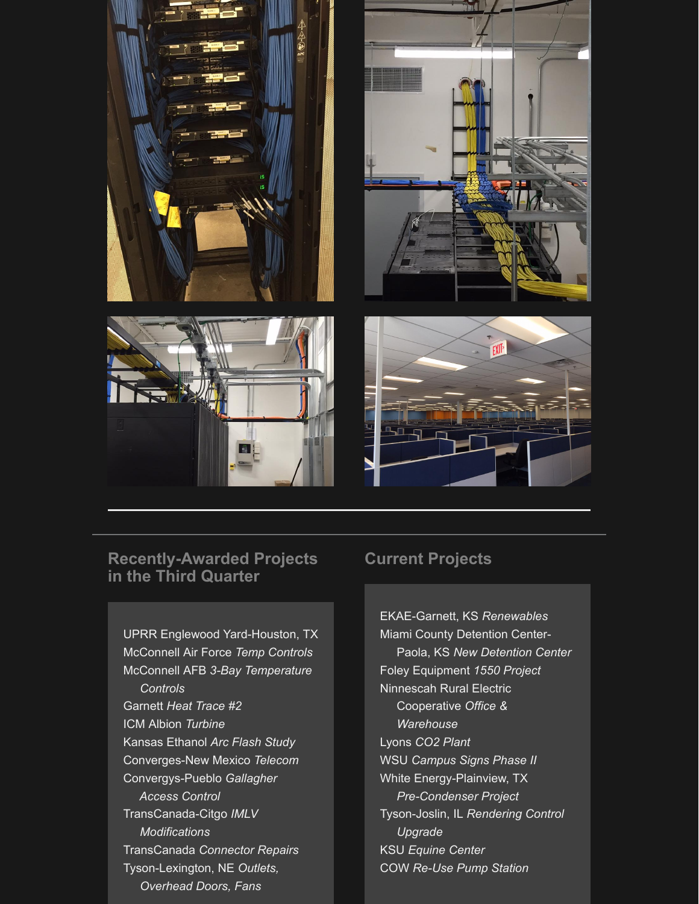## Recently-Awarded Projects in the Third Quarter

UPRR Englewood Yard-Houston, TX
McConnell Air Force *Temp Controls*
McConnell AFB *3-Bay Temperature Controls*
Garnett *Heat Trace #2*
ICM Albion *Turbine*
Kansas Ethanol *Arc Flash Study*
Converges-New Mexico *Telecom*
Convergys-Pueblo *Gallagher Access Control*
TransCanada-Citgo *IMLV Modifications*
TransCanada *Connector Repairs*
Tyson-Lexington, NE *Outlets, Overhead Doors, Fans*

## Current Projects

EKAE-Garnett, KS *Renewables*
Miami County Detention Center-Paola, KS *New Detention Center*
Foley Equipment *1550 Project*
Ninnescah Rural Electric Cooperative *Office & Warehouse*
Lyons *CO2 Plant*
WSU *Campus Signs Phase II*
White Energy-Plainview, TX *Pre-Condenser Project*
Tyson-Joslin, IL *Rendering Control Upgrade*
KSU *Equine Center*
COW *Re-Use Pump Station*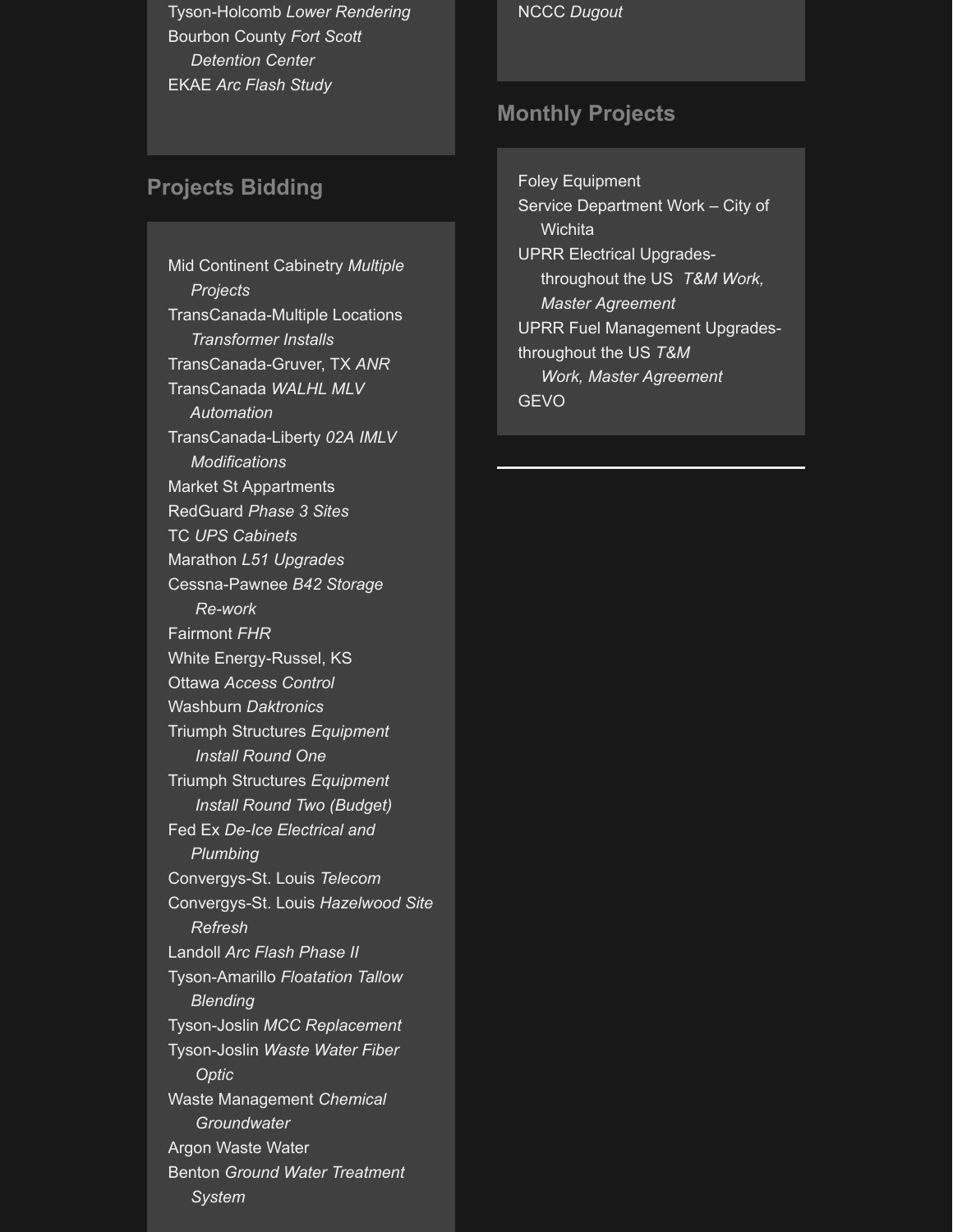- Tyson-Holcomb *Lower Rendering*
- Bourbon County *Fort Scott Detention Center*
- EKAE *Arc Flash Study*

## Projects Bidding

- Mid Continent Cabinetry *Multiple Projects*
- TransCanada-Multiple Locations *Transformer Installs*
- TransCanada-Gruver, TX *ANR*
- TransCanada *WALHL MLV Automation*
- TransCanada-Liberty *02A IMLV Modifications*
- Market St Appartments
- RedGuard *Phase 3 Sites*
- TC *UPS Cabinets*
- Marathon *L51 Upgrades*
- Cessna-Pawnee *B42 Storage Re-work*
- Fairmont *FHR*
- White Energy-Russel, KS
- Ottawa *Access Control*
- Washburn *Daktronics*
- Triumph Structures *Equipment Install Round One*
- Triumph Structures *Equipment Install Round Two (Budget)*
- Fed Ex *De-Ice Electrical and Plumbing*
- Convergys-St. Louis *Telecom*
- Convergys-St. Louis *Hazelwood Site Refresh*
- Landoll *Arc Flash Phase II*
- Tyson-Amarillo *Floatation Tallow Blending*
- Tyson-Joslin *MCC Replacement*
- Tyson-Joslin *Waste Water Fiber Optic*
- Waste Management *Chemical Groundwater*
- Argon Waste Water
- Benton *Ground Water Treatment System*

- NCCC *Dugout*

## Monthly Projects

- Foley Equipment
- Service Department Work – City of Wichita
- UPRR Electrical Upgrades- throughout the US *T&M Work, Master Agreement*
- UPRR Fuel Management Upgrades- throughout the US *T&M Work, Master Agreement*
- GEVO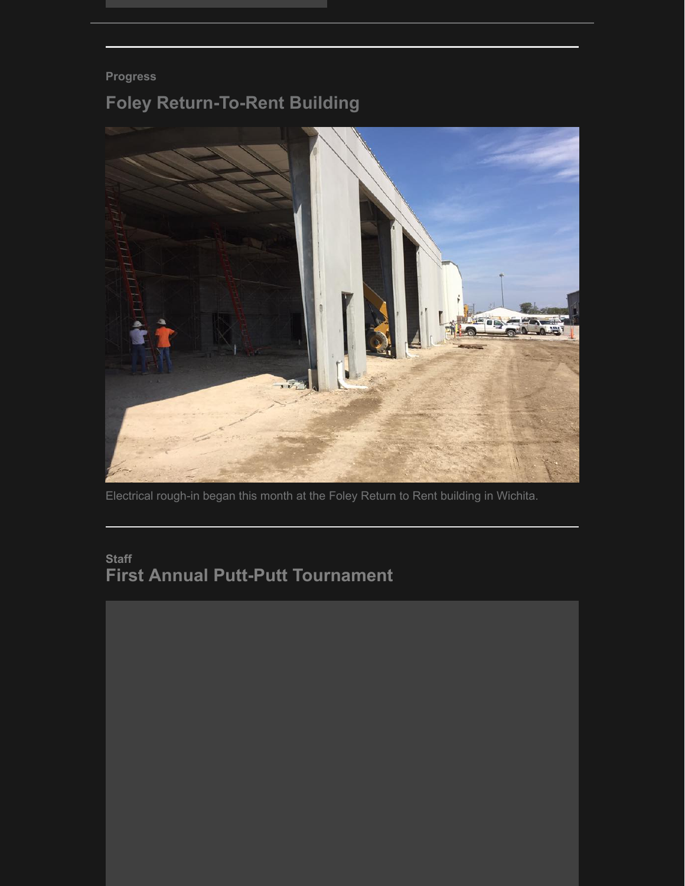Progress

## Foley Return-To-Rent Building

Electrical rough-in began this month at the Foley Return to Rent building in Wichita.

Staff

## First Annual Putt-Putt Tournament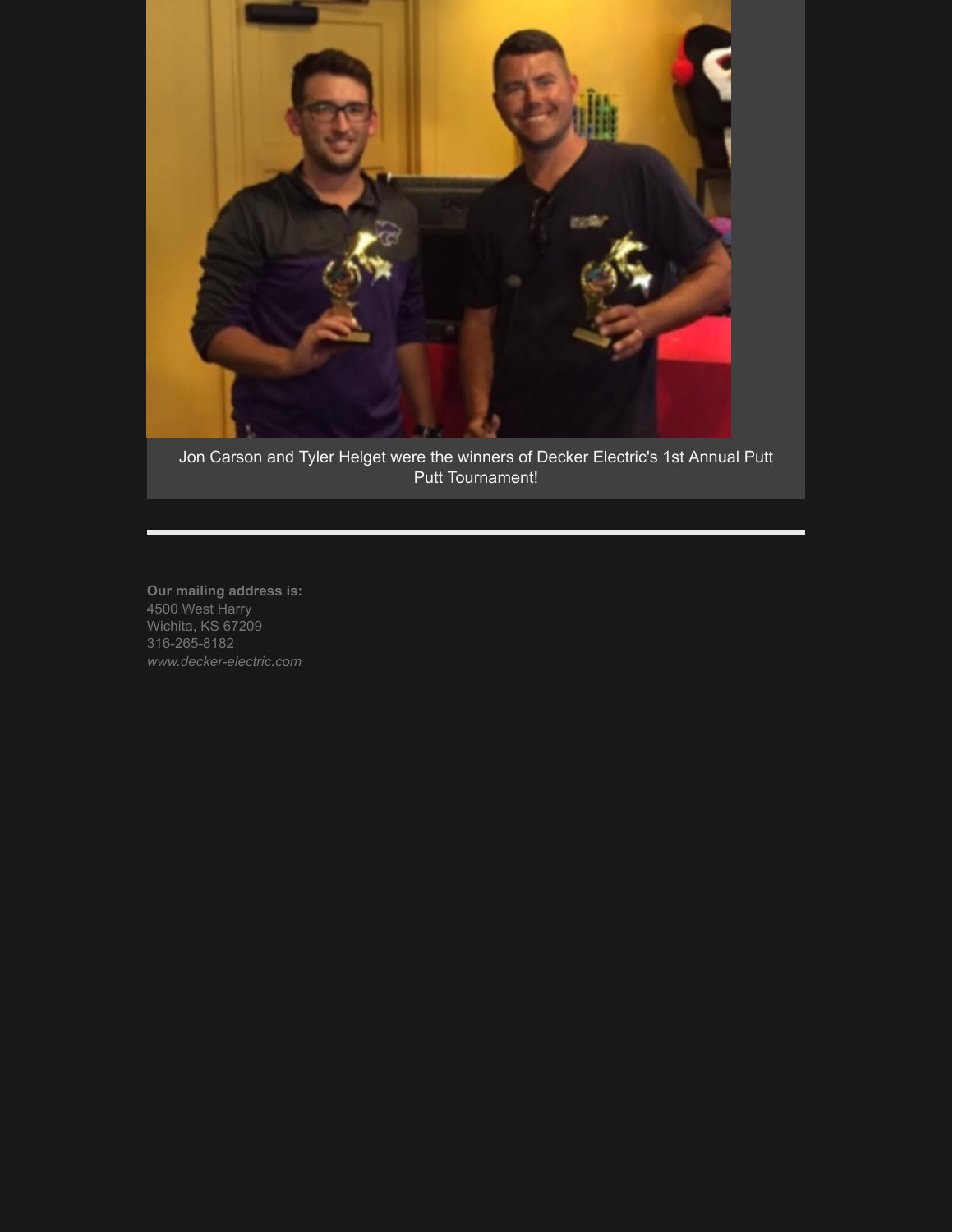Jon Carson and Tyler Helget were the winners of Decker Electric's 1st Annual Putt Putt Tournament!

---

**Our mailing address is:**
4500 West Harry
Wichita, KS 67209
316-265-8182
*www.decker-electric.com*